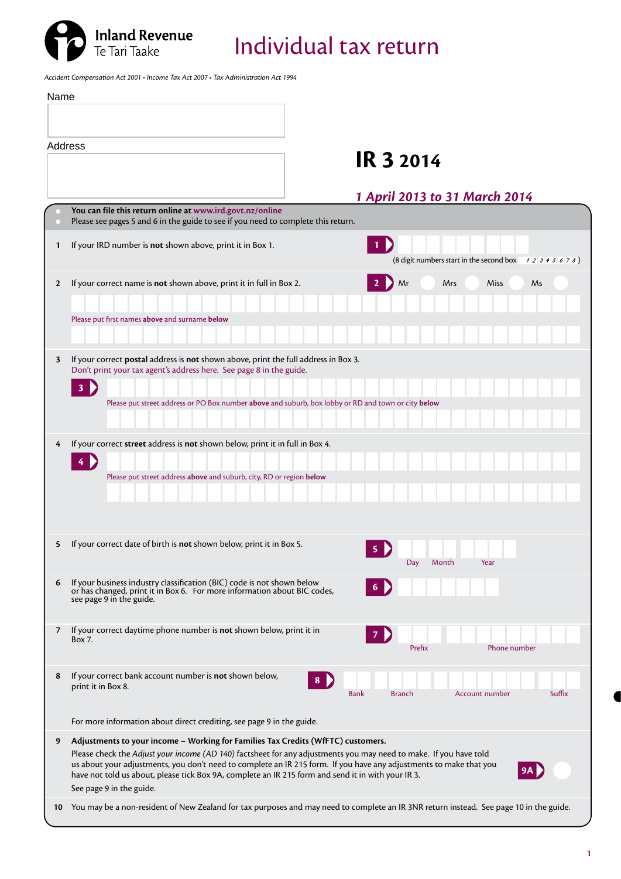Inland Revenue
Te Tari Taake

# Individual tax return

*Accident Compensation Act 2001 • Income Tax Act 2007 • Tax Administration Act 1994*

Name

Address

## IR 3 2014

***1 April 2013 to 31 March 2014***

- **You can file this return online at www.ird.govt.nz/online**
- Please see pages 5 and 6 in the guide to see if you need to complete this return.

**1** If your IRD number is **not** shown above, print it in Box 1.

**1** (8 digit numbers start in the second box *1 2 3 4 5 6 7 8*)

**2** If your correct name is **not** shown above, print it in full in Box 2.

**2** Mr Mrs Miss Ms

Please put first names **above** and surname **below**

**3** If your correct **postal** address is **not** shown above, print the full address in Box 3.
Don't print your tax agent's address here. See page 8 in the guide.

**3**

Please put street address or PO Box number **above** and suburb, box lobby or RD and town or city **below**

**4** If your correct **street** address is **not** shown below, print it in full in Box 4.

**4**

Please put street address **above** and suburb, city, RD or region **below**

**5** If your correct date of birth is **not** shown below, print it in Box 5.

**5** Day Month Year

**6** If your business industry classification (BIC) code is not shown below or has changed, print it in Box 6. For more information about BIC codes, see page 9 in the guide.

**6**

**7** If your correct daytime phone number is **not** shown below, print it in Box 7.

**7** Prefix Phone number

**8** If your correct bank account number is **not** shown below, print it in Box 8.

**8** Bank Branch Account number Suffix

For more information about direct crediting, see page 9 in the guide.

**9** **Adjustments to your income – Working for Families Tax Credits (WfFTC) customers.**
Please check the *Adjust your income (AD 140)* factsheet for any adjustments you may need to make. If you have told us about your adjustments, you don't need to complete an IR 215 form. If you have any adjustments to make that you have not told us about, please tick Box 9A, complete an IR 215 form and send it in with your IR 3.
See page 9 in the guide.

**9A**

**10** You may be a non-resident of New Zealand for tax purposes and may need to complete an IR 3NR return instead. See page 10 in the guide.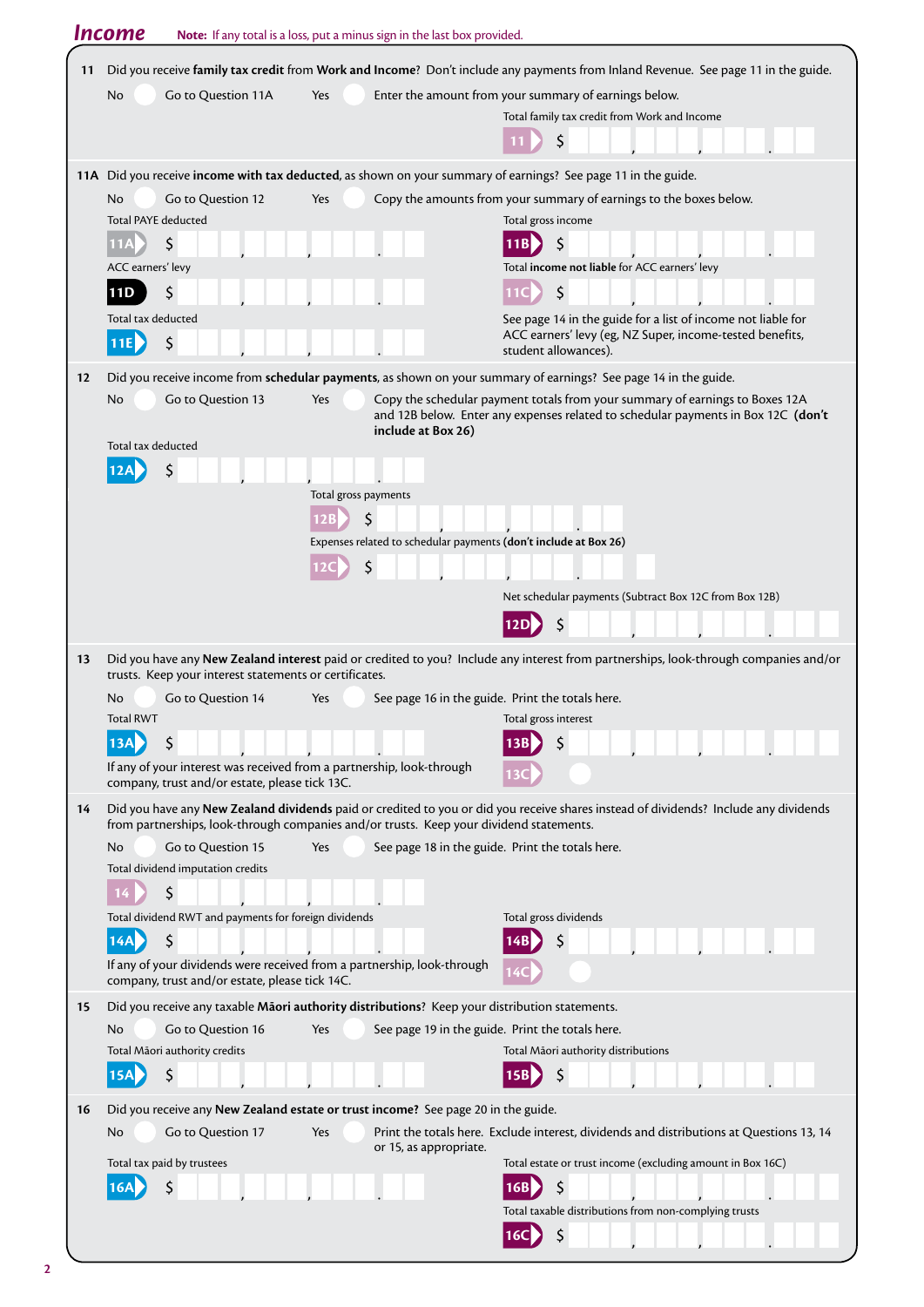# Income

**Note:** If any total is a loss, put a minus sign in the last box provided.

**11** Did you receive **family tax credit** from **Work and Income**? Don't include any payments from Inland Revenue. See page 11 in the guide.

No ○ Go to Question 11A   Yes ○ Enter the amount from your summary of earnings below.

Total family tax credit from Work and Income

**11** $ \_\_\_,\_\_\_,\_\_\_.\_\_

**11A** Did you receive **income with tax deducted**, as shown on your summary of earnings? See page 11 in the guide.

No ○ Go to Question 12   Yes ○ Copy the amounts from your summary of earnings to the boxes below.

Total PAYE deducted

**11A** $ \_\_\_,\_\_\_,\_\_\_.\_\_

Total gross income

**11B** $ \_\_\_,\_\_\_,\_\_\_.\_\_

ACC earners' levy

**11D** $ \_\_\_,\_\_\_,\_\_\_.\_\_

Total **income not liable** for ACC earners' levy

**11C** $ \_\_\_,\_\_\_,\_\_\_.\_\_

Total tax deducted

**11E** $ \_\_\_,\_\_\_,\_\_\_.\_\_

See page 14 in the guide for a list of income not liable for ACC earners' levy (eg, NZ Super, income-tested benefits, student allowances).

**12** Did you receive income from **schedular payments**, as shown on your summary of earnings? See page 14 in the guide.

No ○ Go to Question 13   Yes ○ Copy the schedular payment totals from your summary of earnings to Boxes 12A and 12B below. Enter any expenses related to schedular payments in Box 12C **(don't include at Box 26)**

Total tax deducted

**12A** $ \_\_\_,\_\_\_,\_\_\_.\_\_

Total gross payments

**12B** $ \_\_\_,\_\_\_,\_\_\_.\_\_

Expenses related to schedular payments **(don't include at Box 26)**

**12C** $ \_\_\_,\_\_\_,\_\_\_.\_\_

Net schedular payments (Subtract Box 12C from Box 12B)

**12D** $ \_\_\_,\_\_\_,\_\_\_.\_\_

**13** Did you have any **New Zealand interest** paid or credited to you? Include any interest from partnerships, look-through companies and/or trusts. Keep your interest statements or certificates.

No ○ Go to Question 14   Yes ○ See page 16 in the guide. Print the totals here.

Total RWT

**13A** $ \_\_\_,\_\_\_,\_\_\_.\_\_

Total gross interest

**13B** $ \_\_\_,\_\_\_,\_\_\_.\_\_

If any of your interest was received from a partnership, look-through company, trust and/or estate, please tick 13C.

**13C** ○

**14** Did you have any **New Zealand dividends** paid or credited to you or did you receive shares instead of dividends? Include any dividends from partnerships, look-through companies and/or trusts. Keep your dividend statements.

No ○ Go to Question 15   Yes ○ See page 18 in the guide. Print the totals here.

Total dividend imputation credits

**14** $ \_\_\_,\_\_\_,\_\_\_.\_\_

Total dividend RWT and payments for foreign dividends

**14A** $ \_\_\_,\_\_\_,\_\_\_.\_\_

Total gross dividends

**14B** $ \_\_\_,\_\_\_,\_\_\_.\_\_

If any of your dividends were received from a partnership, look-through company, trust and/or estate, please tick 14C.

**14C** ○

**15** Did you receive any taxable **Māori authority distributions**? Keep your distribution statements.

No ○ Go to Question 16   Yes ○ See page 19 in the guide. Print the totals here.

Total Māori authority credits

**15A** $ \_\_\_,\_\_\_,\_\_\_.\_\_

Total Māori authority distributions

**15B** $ \_\_\_,\_\_\_,\_\_\_.\_\_

**16** Did you receive any **New Zealand estate or trust income?** See page 20 in the guide.

No ○ Go to Question 17   Yes ○ Print the totals here. Exclude interest, dividends and distributions at Questions 13, 14 or 15, as appropriate.

Total tax paid by trustees

**16A** $ \_\_\_,\_\_\_,\_\_\_.\_\_

Total estate or trust income (excluding amount in Box 16C)

**16B** $ \_\_\_,\_\_\_,\_\_\_.\_\_

Total taxable distributions from non-complying trusts

**16C** $ \_\_\_,\_\_\_,\_\_\_.\_\_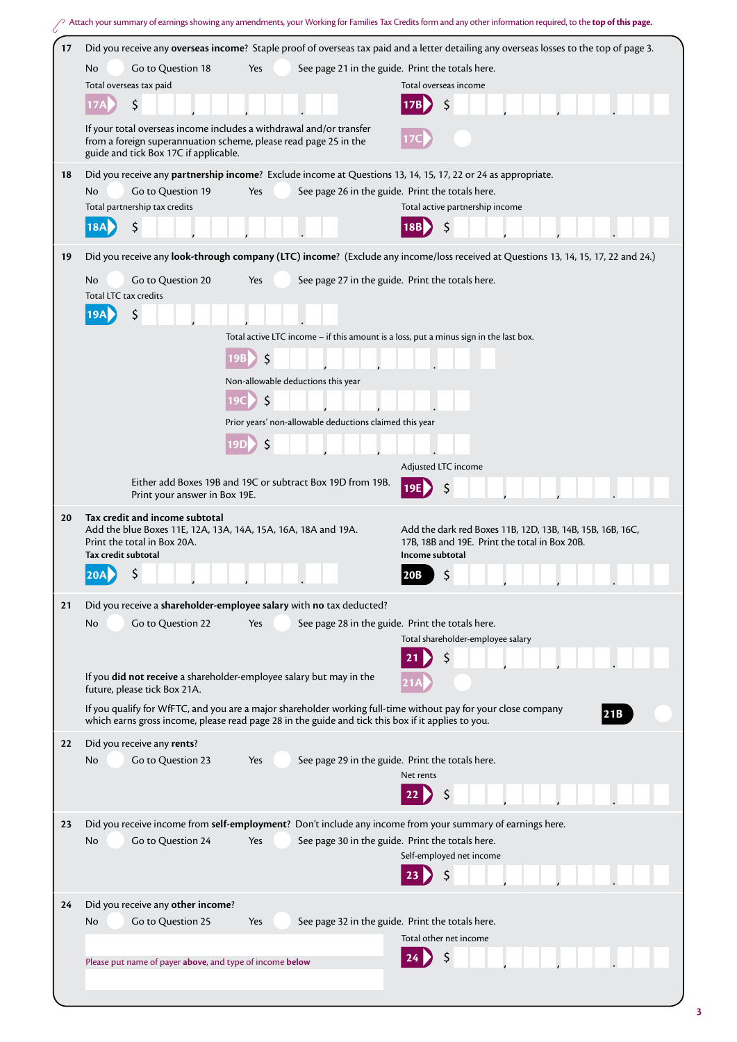Attach your summary of earnings showing any amendments, your Working for Families Tax Credits form and any other information required, to the **top of this page.**

**17** Did you receive any **overseas income**? Staple proof of overseas tax paid and a letter detailing any overseas losses to the top of page 3.

No ○ Go to Question 18 Yes ○ See page 21 in the guide. Print the totals here.

Total overseas tax paid

**17A** $ 

Total overseas income

**17B** $ 

If your total overseas income includes a withdrawal and/or transfer from a foreign superannuation scheme, please read page 25 in the guide and tick Box 17C if applicable.

**17C** ○

**18** Did you receive any **partnership income**? Exclude income at Questions 13, 14, 15, 17, 22 or 24 as appropriate.

No ○ Go to Question 19 Yes ○ See page 26 in the guide. Print the totals here.

Total partnership tax credits

**18A** $ 

Total active partnership income

**18B** $ 

**19** Did you receive any **look-through company (LTC) income**? (Exclude any income/loss received at Questions 13, 14, 15, 17, 22 and 24.)

No ○ Go to Question 20 Yes ○ See page 27 in the guide. Print the totals here.

Total LTC tax credits

**19A** $ 

Total active LTC income – if this amount is a loss, put a minus sign in the last box.

**19B** $ 

Non-allowable deductions this year

**19C** $ 

Prior years' non-allowable deductions claimed this year

**19D** $ 

Either add Boxes 19B and 19C or subtract Box 19D from 19B. Print your answer in Box 19E.

Adjusted LTC income

**19E** $ 

**20** **Tax credit and income subtotal**

Add the blue Boxes 11E, 12A, 13A, 14A, 15A, 16A, 18A and 19A. Print the total in Box 20A.

**Tax credit subtotal**

**20A** $ 

Add the dark red Boxes 11B, 12D, 13B, 14B, 15B, 16B, 16C, 17B, 18B and 19E. Print the total in Box 20B.

**Income subtotal**

**20B** $ 

**21** Did you receive a **shareholder-employee salary** with **no** tax deducted?

No ○ Go to Question 22 Yes ○ See page 28 in the guide. Print the totals here.

Total shareholder-employee salary

**21** $ 

If you **did not receive** a shareholder-employee salary but may in the future, please tick Box 21A.

**21A** ○

If you qualify for WfFTC, and you are a major shareholder working full-time without pay for your close company which earns gross income, please read page 28 in the guide and tick this box if it applies to you.

**21B** ○

**22** Did you receive any **rents**?

No ○ Go to Question 23 Yes ○ See page 29 in the guide. Print the totals here.

Net rents

**22** $ 

**23** Did you receive income from **self-employment**? Don't include any income from your summary of earnings here.

No ○ Go to Question 24 Yes ○ See page 30 in the guide. Print the totals here.

Self-employed net income

**23** $ 

**24** Did you receive any **other income**?

No ○ Go to Question 25 Yes ○ See page 32 in the guide. Print the totals here.

Total other net income

**24** $ 

Please put name of payer **above**, and type of income **below**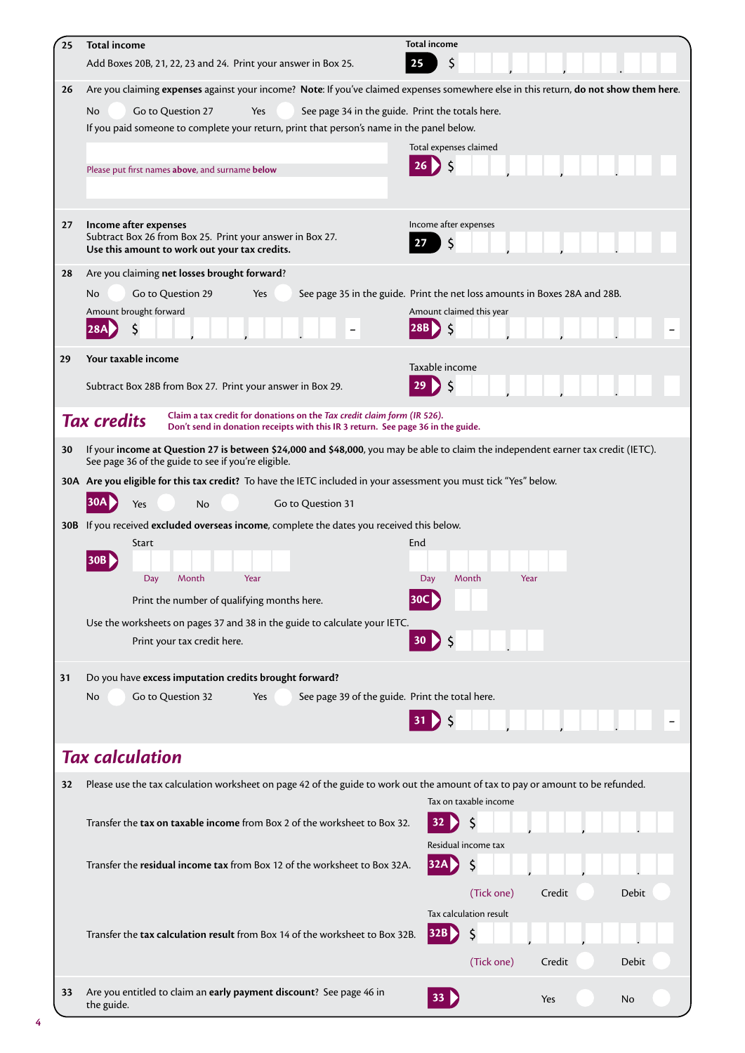**25 Total income**

Add Boxes 20B, 21, 22, 23 and 24. Print your answer in Box 25.

Total income

**25** $

**26** Are you claiming **expenses** against your income? **Note**: If you've claimed expenses somewhere else in this return, **do not show them here**.

No ◯ Go to Question 27     Yes ◯ See page 34 in the guide. Print the totals here.

If you paid someone to complete your return, print that person's name in the panel below.

Please put first names **above**, and surname **below**

Total expenses claimed

**26** $

**27 Income after expenses**

Subtract Box 26 from Box 25. Print your answer in Box 27.

**Use this amount to work out your tax credits.**

Income after expenses

**27** $

**28** Are you claiming **net losses brought forward**?

No ◯ Go to Question 29     Yes ◯ See page 35 in the guide. Print the net loss amounts in Boxes 28A and 28B.

Amount brought forward

**28A** $ –

Amount claimed this year

**28B** $ –

**29 Your taxable income**

Subtract Box 28B from Box 27. Print your answer in Box 29.

Taxable income

**29** $

## *Tax credits*

**Claim a tax credit for donations on the *Tax credit claim form (IR 526)*.**
**Don't send in donation receipts with this IR 3 return. See page 36 in the guide.**

**30** If your **income at Question 27 is between $24,000 and $48,000**, you may be able to claim the independent earner tax credit (IETC). See page 36 of the guide to see if you're eligible.

**30A Are you eligible for this tax credit?** To have the IETC included in your assessment you must tick "Yes" below.

**30A** Yes ◯ No ◯ Go to Question 31

**30B** If you received **excluded overseas income**, complete the dates you received this below.

Start

**30B** Day Month Year

End

Day Month Year

Print the number of qualifying months here.

**30C**

Use the worksheets on pages 37 and 38 in the guide to calculate your IETC.

Print your tax credit here.

**30** $

**31** Do you have **excess imputation credits brought forward?**

No ◯ Go to Question 32     Yes ◯ See page 39 of the guide. Print the total here.

**31** $ –

## *Tax calculation*

**32** Please use the tax calculation worksheet on page 42 of the guide to work out the amount of tax to pay or amount to be refunded.

Transfer the **tax on taxable income** from Box 2 of the worksheet to Box 32.

Tax on taxable income

**32** $

Transfer the **residual income tax** from Box 12 of the worksheet to Box 32A.

Residual income tax

**32A** $

(Tick one) Credit ◯ Debit ◯

Transfer the **tax calculation result** from Box 14 of the worksheet to Box 32B.

Tax calculation result

**32B** $

(Tick one) Credit ◯ Debit ◯

**33** Are you entitled to claim an **early payment discount**? See page 46 in the guide.

**33** Yes ◯ No ◯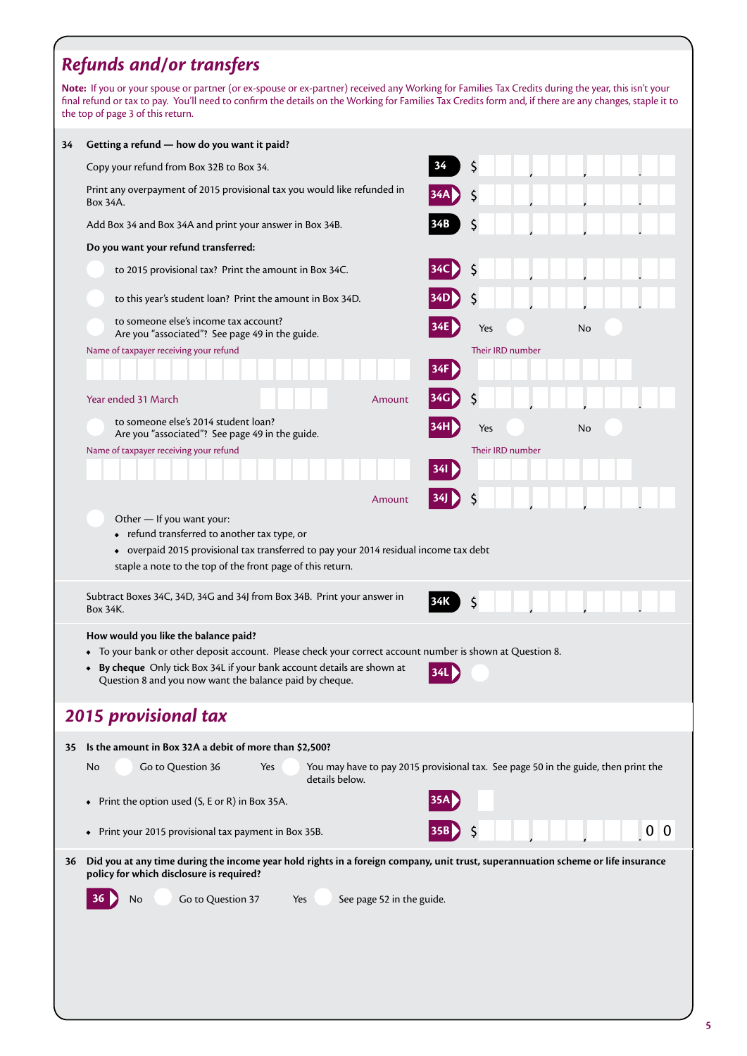## *Refunds and/or transfers*

**Note:** If you or your spouse or partner (or ex-spouse or ex-partner) received any Working for Families Tax Credits during the year, this isn't your final refund or tax to pay. You'll need to confirm the details on the Working for Families Tax Credits form and, if there are any changes, staple it to the top of page 3 of this return.

**34 Getting a refund — how do you want it paid?**

Copy your refund from Box 32B to Box 34. **34** $

Print any overpayment of 2015 provisional tax you would like refunded in Box 34A. **34A** $

Add Box 34 and Box 34A and print your answer in Box 34B. **34B** $

**Do you want your refund transferred:**

- to 2015 provisional tax? Print the amount in Box 34C. **34C** $
- to this year's student loan? Print the amount in Box 34D. **34D** $
- to someone else's income tax account? Are you "associated"? See page 49 in the guide. **34E** Yes No

Name of taxpayer receiving your refund

Their IRD number **34F**

Year ended 31 March Amount **34G** $

- to someone else's 2014 student loan? Are you "associated"? See page 49 in the guide. **34H** Yes No

Name of taxpayer receiving your refund

Their IRD number **34I**

Amount **34J** $

- Other — If you want your:
  - refund transferred to another tax type, or
  - overpaid 2015 provisional tax transferred to pay your 2014 residual income tax debt

  staple a note to the top of the front page of this return.

Subtract Boxes 34C, 34D, 34G and 34J from Box 34B. Print your answer in Box 34K. **34K** $

**How would you like the balance paid?**

- To your bank or other deposit account. Please check your correct account number is shown at Question 8.
- **By cheque** Only tick Box 34L if your bank account details are shown at Question 8 and you now want the balance paid by cheque. **34L**

## *2015 provisional tax*

**35 Is the amount in Box 32A a debit of more than $2,500?**

No — Go to Question 36 Yes — You may have to pay 2015 provisional tax. See page 50 in the guide, then print the details below.

- Print the option used (S, E or R) in Box 35A. **35A**
- Print your 2015 provisional tax payment in Box 35B. **35B** $ .00

**36 Did you at any time during the income year hold rights in a foreign company, unit trust, superannuation scheme or life insurance policy for which disclosure is required?**

**36** No — Go to Question 37 Yes — See page 52 in the guide.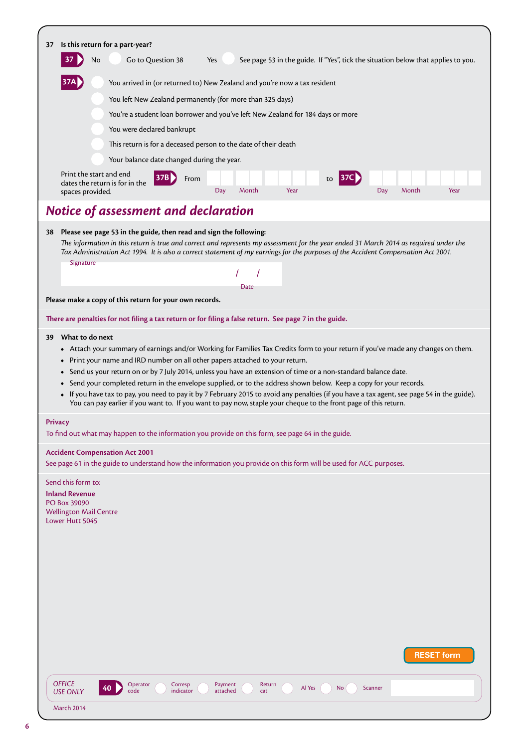**37 Is this return for a part-year?**

**37** No ◯ Go to Question 38 Yes ◯ See page 53 in the guide. If "Yes", tick the situation below that applies to you.

**37A**

- ◯ You arrived in (or returned to) New Zealand and you're now a tax resident
- ◯ You left New Zealand permanently (for more than 325 days)
- ◯ You're a student loan borrower and you've left New Zealand for 184 days or more
- ◯ You were declared bankrupt
- ◯ This return is for a deceased person to the date of their death
- ◯ Your balance date changed during the year.

Print the start and end dates the return is for in the spaces provided. **37B** From Day Month Year to **37C** Day Month Year

## Notice of assessment and declaration

**38 Please see page 53 in the guide, then read and sign the following:**

*The information in this return is true and correct and represents my assessment for the year ended 31 March 2014 as required under the Tax Administration Act 1994. It is also a correct statement of my earnings for the purposes of the Accident Compensation Act 2001.*

Signature

/ /

Date

**Please make a copy of this return for your own records.**

**There are penalties for not filing a tax return or for filing a false return. See page 7 in the guide.**

**39 What to do next**

- Attach your summary of earnings and/or Working for Families Tax Credits form to your return if you've made any changes on them.
- Print your name and IRD number on all other papers attached to your return.
- Send us your return on or by 7 July 2014, unless you have an extension of time or a non-standard balance date.
- Send your completed return in the envelope supplied, or to the address shown below. Keep a copy for your records.
- If you have tax to pay, you need to pay it by 7 February 2015 to avoid any penalties (if you have a tax agent, see page 54 in the guide). You can pay earlier if you want to. If you want to pay now, staple your cheque to the front page of this return.

**Privacy**

To find out what may happen to the information you provide on this form, see page 64 in the guide.

**Accident Compensation Act 2001**

See page 61 in the guide to understand how the information you provide on this form will be used for ACC purposes.

Send this form to:

**Inland Revenue**
PO Box 39090
Wellington Mail Centre
Lower Hutt 5045

RESET form

*OFFICE USE ONLY* **40** Operator code ◯ Corresp indicator ◯ Payment attached ◯ Return cat ◯ AI Yes ◯ No ◯ Scanner

March 2014